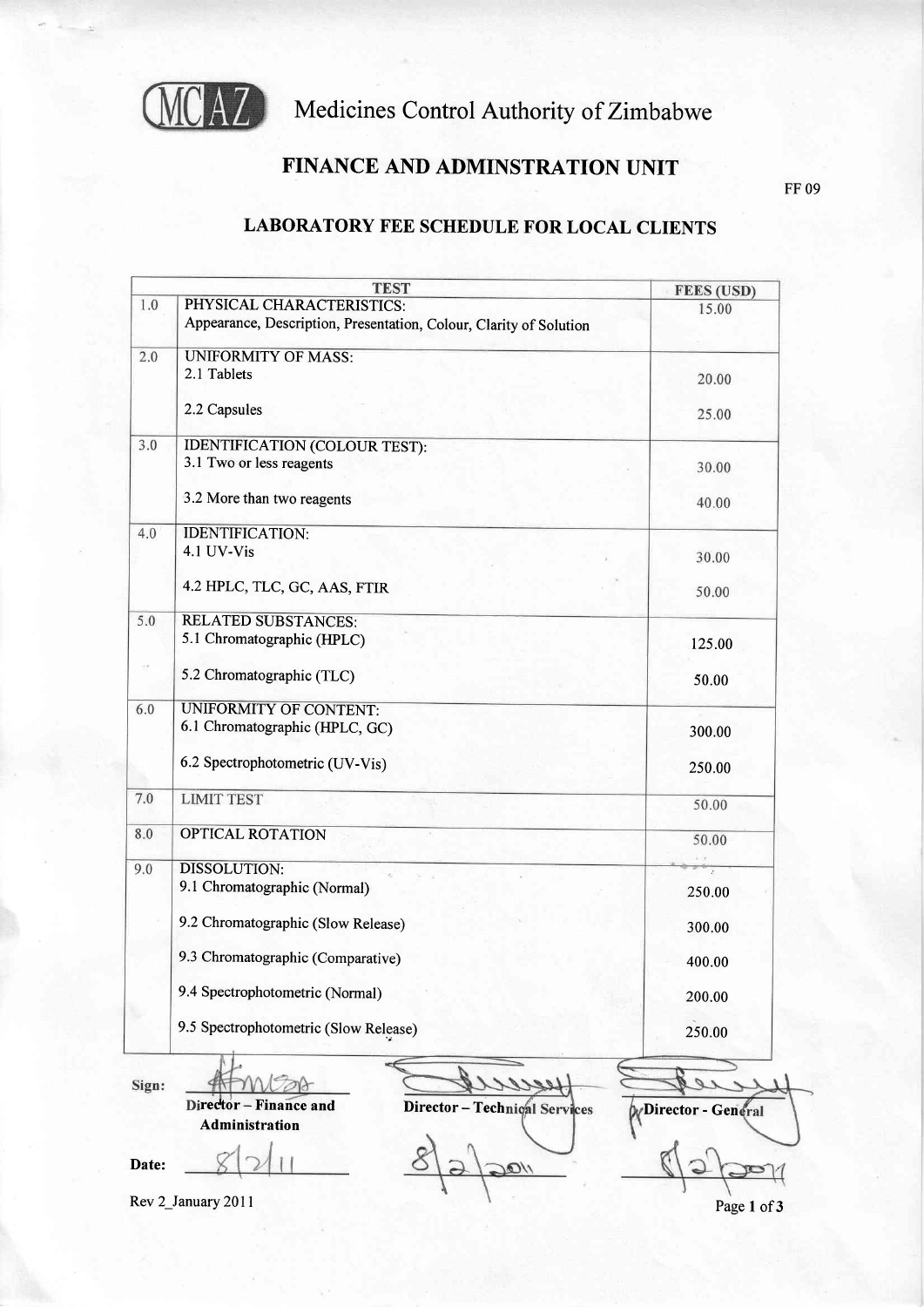# Medicines Control Authority of Zimbabwe

## FINANCE AND ADMINSTRATION UNIT

FF 09

### LABORATORY FEE SCHEDULE FOR LOCAL CLIENTS

| | TEST | FEES (USD) |
|---|---|---|
| 1.0 | PHYSICAL CHARACTERISTICS:<br>Appearance, Description, Presentation, Colour, Clarity of Solution | 15.00 |
| 2.0 | UNIFORMITY OF MASS: | |
| | 2.1 Tablets | 20.00 |
| | 2.2 Capsules | 25.00 |
| 3.0 | IDENTIFICATION (COLOUR TEST): | |
| | 3.1 Two or less reagents | 30.00 |
| | 3.2 More than two reagents | 40.00 |
| 4.0 | IDENTIFICATION: | |
| | 4.1 UV-Vis | 30.00 |
| | 4.2 HPLC, TLC, GC, AAS, FTIR | 50.00 |
| 5.0 | RELATED SUBSTANCES: | |
| | 5.1 Chromatographic (HPLC) | 125.00 |
| | 5.2 Chromatographic (TLC) | 50.00 |
| 6.0 | UNIFORMITY OF CONTENT: | |
| | 6.1 Chromatographic (HPLC, GC) | 300.00 |
| | 6.2 Spectrophotometric (UV-Vis) | 250.00 |
| 7.0 | LIMIT TEST | 50.00 |
| 8.0 | OPTICAL ROTATION | 50.00 |
| 9.0 | DISSOLUTION: | |
| | 9.1 Chromatographic (Normal) | 250.00 |
| | 9.2 Chromatographic (Slow Release) | 300.00 |
| | 9.3 Chromatographic (Comparative) | 400.00 |
| | 9.4 Spectrophotometric (Normal) | 200.00 |
| | 9.5 Spectrophotometric (Slow Release) | 250.00 |

| | | | |
|---|---|---|---|
| Sign: | Director – Finance and Administration | Director – Technical Services | Director - General |
| Date: | 8/2/11 | 8/2/2011 | 8/2/2011 |

Rev 2_January 2011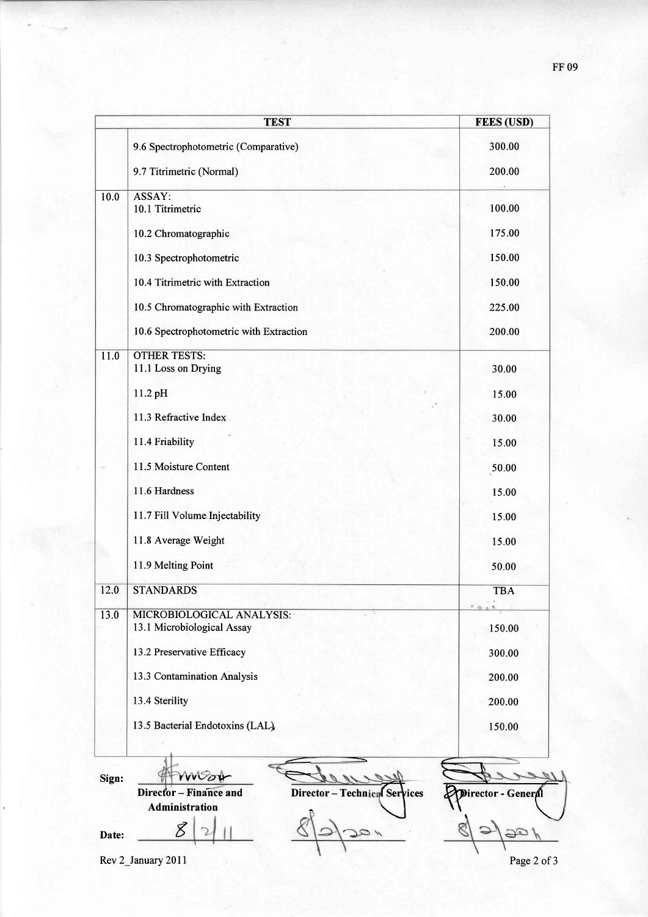FF 09

| | TEST | FEES (USD) |
|---|---|---|
| | 9.6 Spectrophotometric (Comparative) | 300.00 |
| | 9.7 Titrimetric (Normal) | 200.00 |
| 10.0 | ASSAY: | |
| | 10.1 Titrimetric | 100.00 |
| | 10.2 Chromatographic | 175.00 |
| | 10.3 Spectrophotometric | 150.00 |
| | 10.4 Titrimetric with Extraction | 150.00 |
| | 10.5 Chromatographic with Extraction | 225.00 |
| | 10.6 Spectrophotometric with Extraction | 200.00 |
| 11.0 | OTHER TESTS: | |
| | 11.1 Loss on Drying | 30.00 |
| | 11.2 pH | 15.00 |
| | 11.3 Refractive Index | 30.00 |
| | 11.4 Friability | 15.00 |
| | 11.5 Moisture Content | 50.00 |
| | 11.6 Hardness | 15.00 |
| | 11.7 Fill Volume Injectability | 15.00 |
| | 11.8 Average Weight | 15.00 |
| | 11.9 Melting Point | 50.00 |
| 12.0 | STANDARDS | TBA |
| 13.0 | MICROBIOLOGICAL ANALYSIS: | |
| | 13.1 Microbiological Assay | 150.00 |
| | 13.2 Preservative Efficacy | 300.00 |
| | 13.3 Contamination Analysis | 200.00 |
| | 13.4 Sterility | 200.00 |
| | 13.5 Bacterial Endotoxins (LAL) | 150.00 |

| | | | |
|---|---|---|---|
| Sign: | Director – Finance and Administration | Director – Technical Services | Director - General |
| Date: | 8/2/11 | 8/2/2011 | 8/2/2011 |

Rev 2_January 2011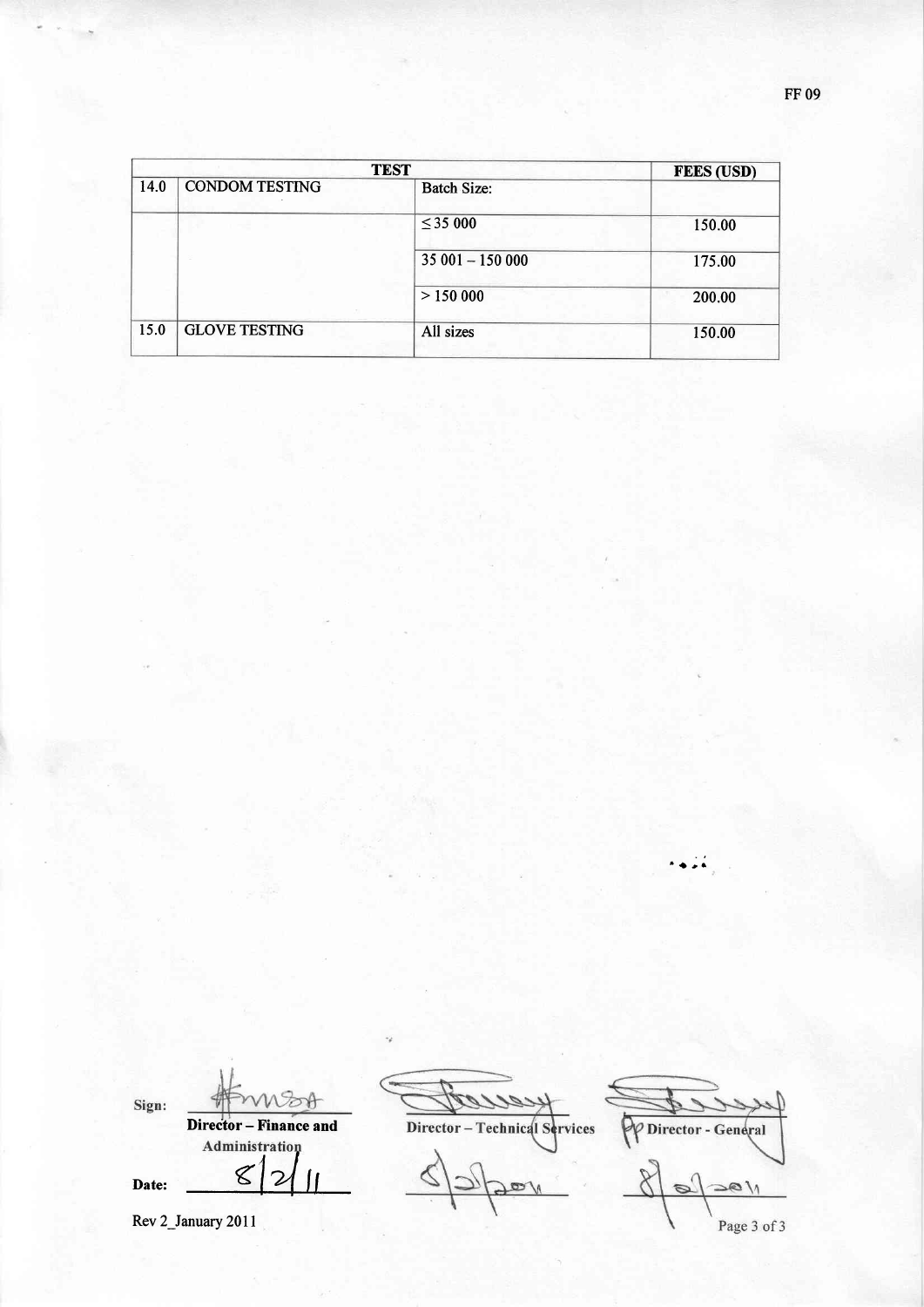| TEST | | | FEES (USD) |
|---|---|---|---|
| 14.0 | CONDOM TESTING | Batch Size: | |
| | | ≤ 35 000 | 150.00 |
| | | 35 001 – 150 000 | 175.00 |
| | | > 150 000 | 200.00 |
| 15.0 | GLOVE TESTING | All sizes | 150.00 |

Sign:

**Director – Finance and** Administration

Date: 8/2/11

Director – Technical Services

8/2/2011

PP Director - General

8/2/2011

Rev 2_January 2011